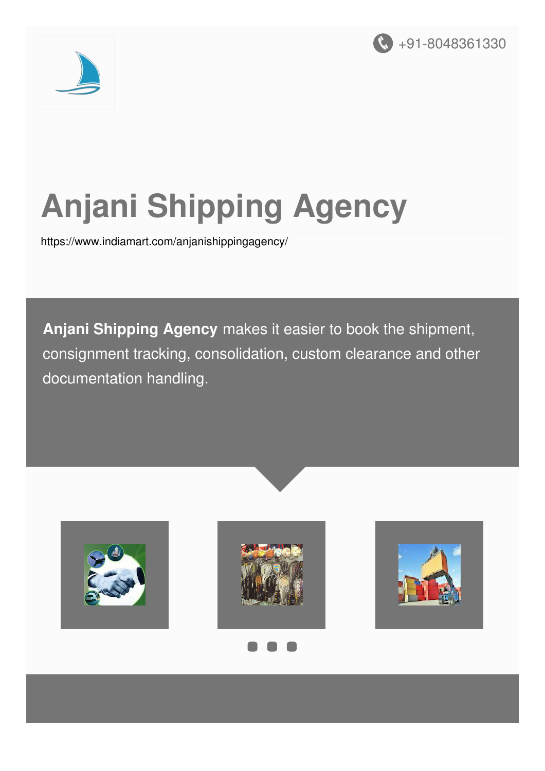+91-8048361330

# Anjani Shipping Agency

https://www.indiamart.com/anjanishippingagency/

**Anjani Shipping Agency** makes it easier to book the shipment, consignment tracking, consolidation, custom clearance and other documentation handling.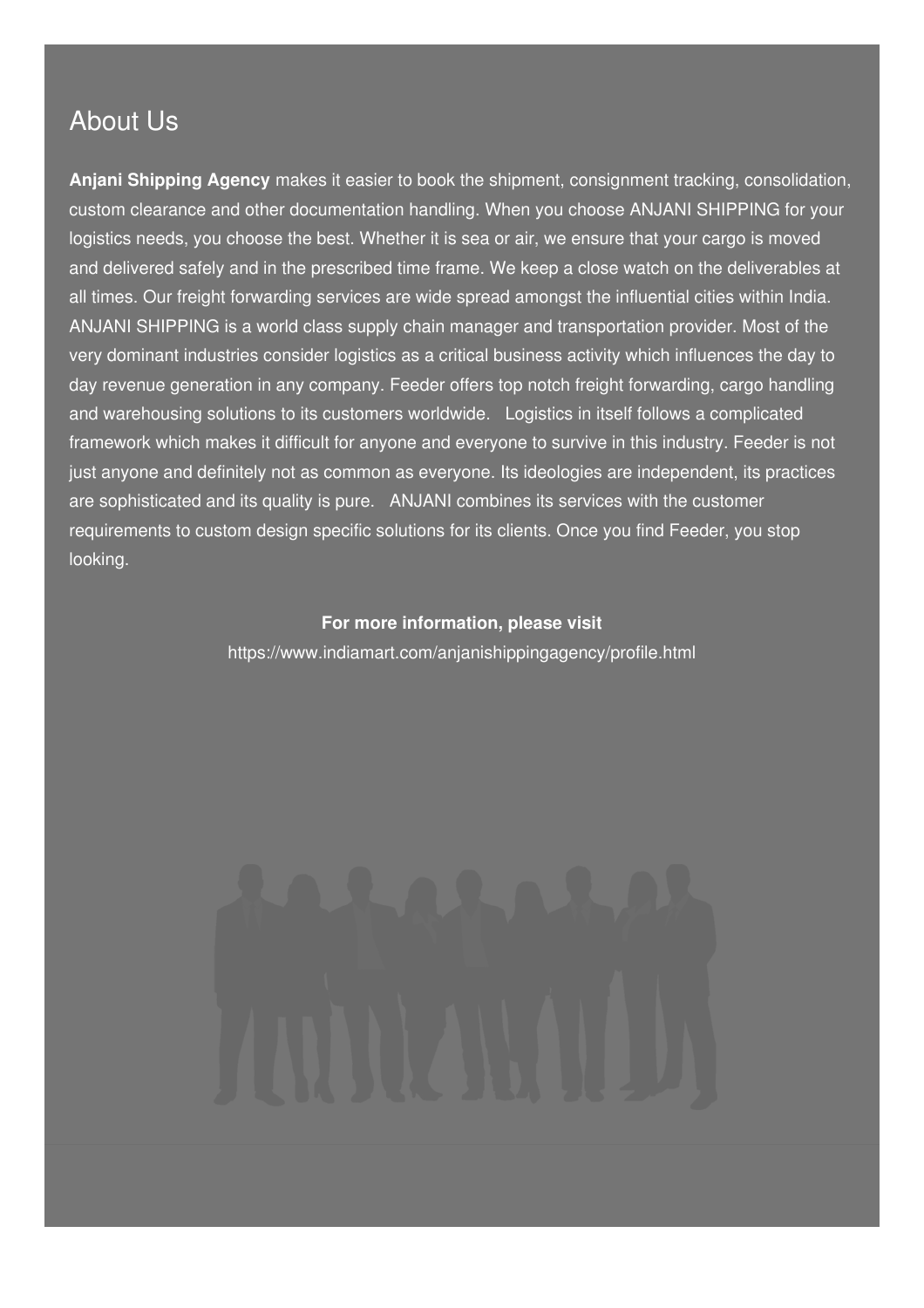## About Us

**Anjani Shipping Agency** makes it easier to book the shipment, consignment tracking, consolidation, custom clearance and other documentation handling. When you choose ANJANI SHIPPING for your logistics needs, you choose the best. Whether it is sea or air, we ensure that your cargo is moved and delivered safely and in the prescribed time frame. We keep a close watch on the deliverables at all times. Our freight forwarding services are wide spread amongst the influential cities within India. ANJANI SHIPPING is a world class supply chain manager and transportation provider. Most of the very dominant industries consider logistics as a critical business activity which influences the day to day revenue generation in any company. Feeder offers top notch freight forwarding, cargo handling and warehousing solutions to its customers worldwide. Logistics in itself follows a complicated framework which makes it difficult for anyone and everyone to survive in this industry. Feeder is not just anyone and definitely not as common as everyone. Its ideologies are independent, its practices are sophisticated and its quality is pure. ANJANI combines its services with the customer requirements to custom design specific solutions for its clients. Once you find Feeder, you stop looking.

**For more information, please visit**

https://www.indiamart.com/anjanishippingagency/profile.html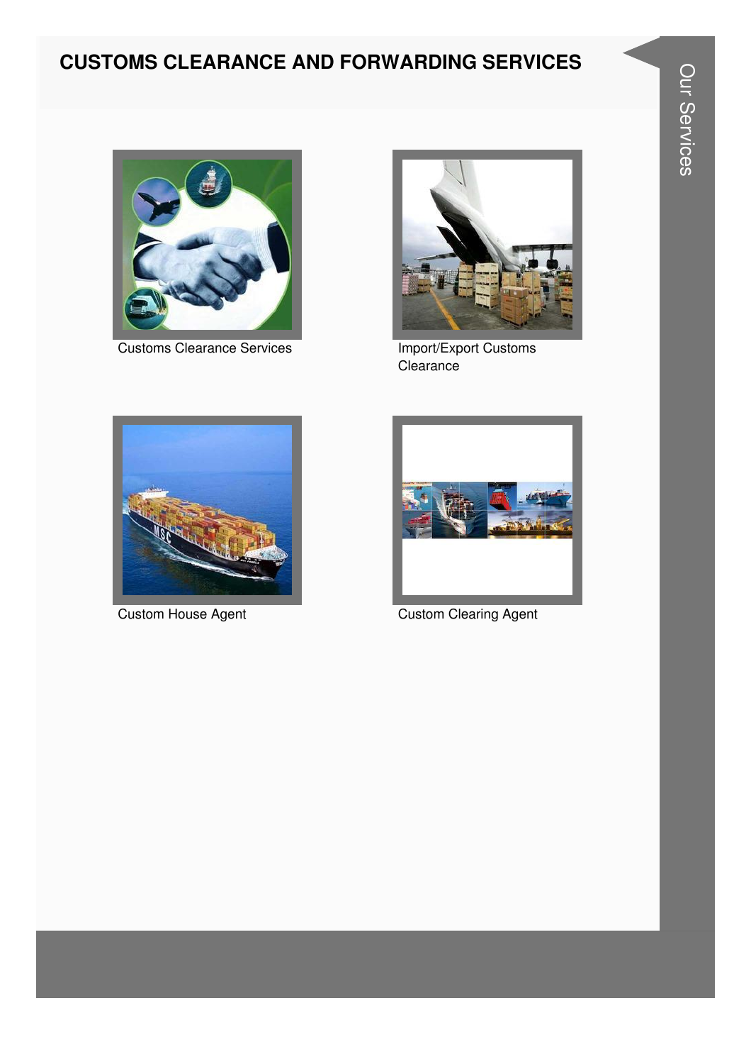# CUSTOMS CLEARANCE AND FORWARDING SERVICES

Customs Clearance Services

Import/Export Customs Clearance

Custom House Agent

Custom Clearing Agent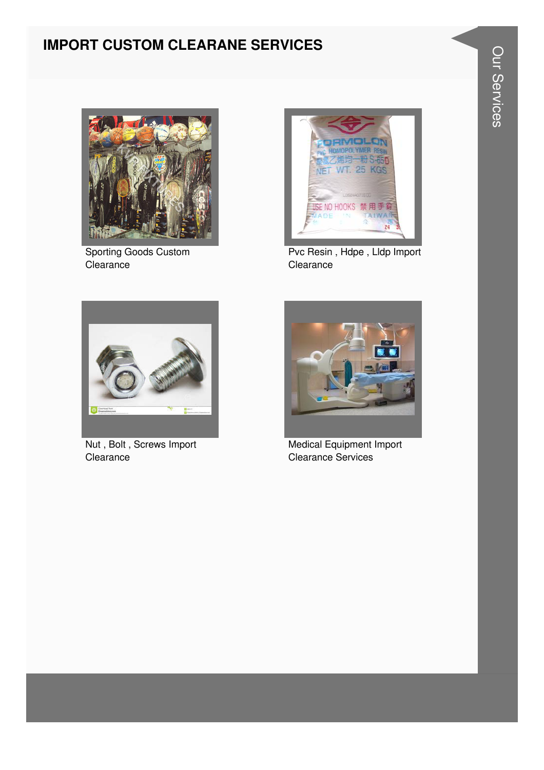# IMPORT CUSTOM CLEARANE SERVICES

Sporting Goods Custom Clearance

Pvc Resin , Hdpe , Lldp Import Clearance

Nut , Bolt , Screws Import Clearance

Medical Equipment Import Clearance Services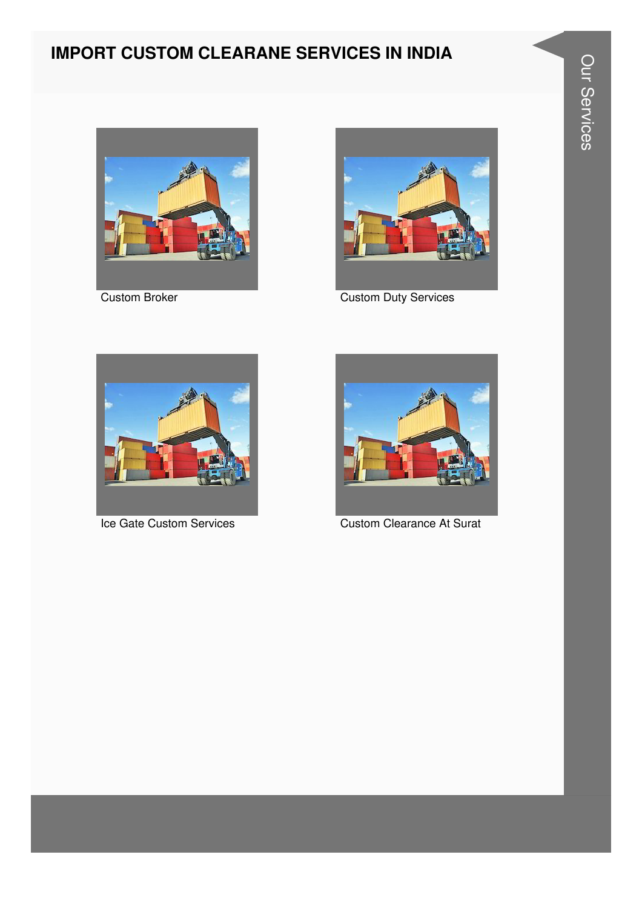# IMPORT CUSTOM CLEARANE SERVICES IN INDIA

Custom Broker

Custom Duty Services

Ice Gate Custom Services

Custom Clearance At Surat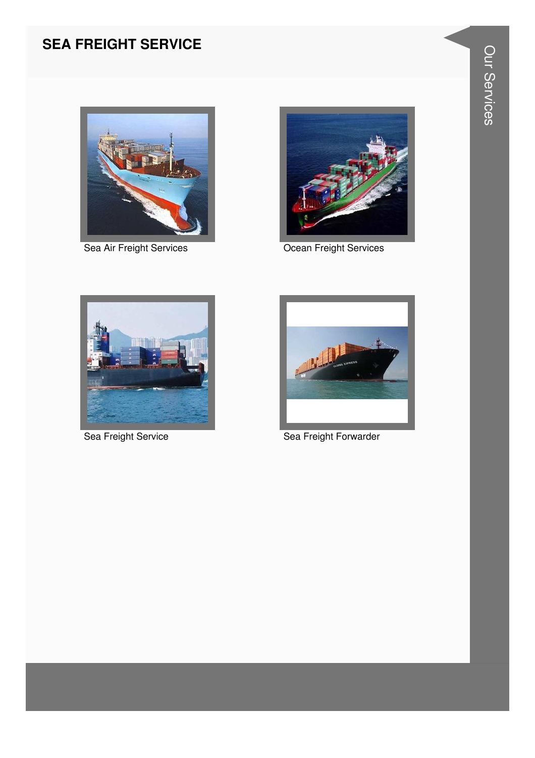## SEA FREIGHT SERVICE

Sea Air Freight Services

Ocean Freight Services

Sea Freight Service

Sea Freight Forwarder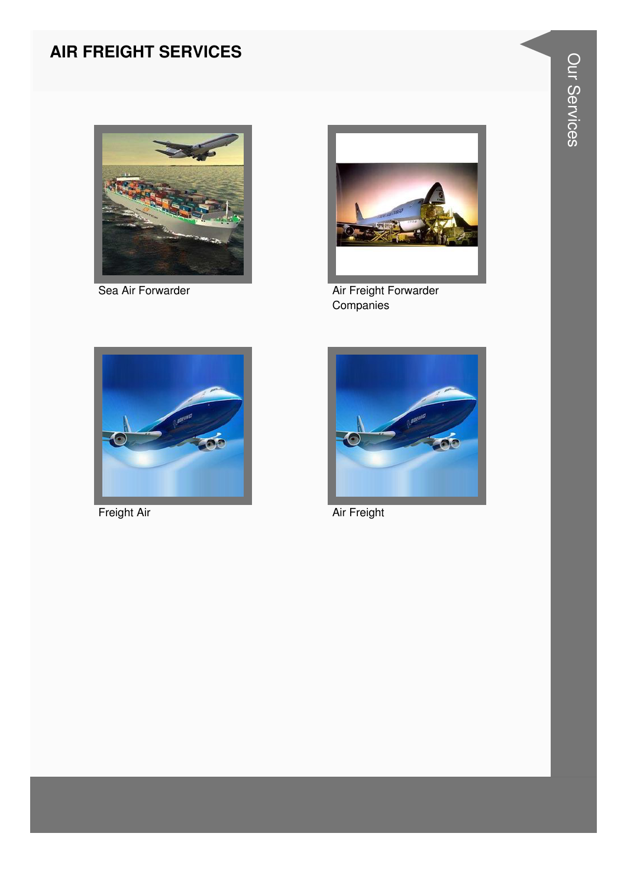## AIR FREIGHT SERVICES

Sea Air Forwarder

Air Freight Forwarder Companies

Freight Air

Air Freight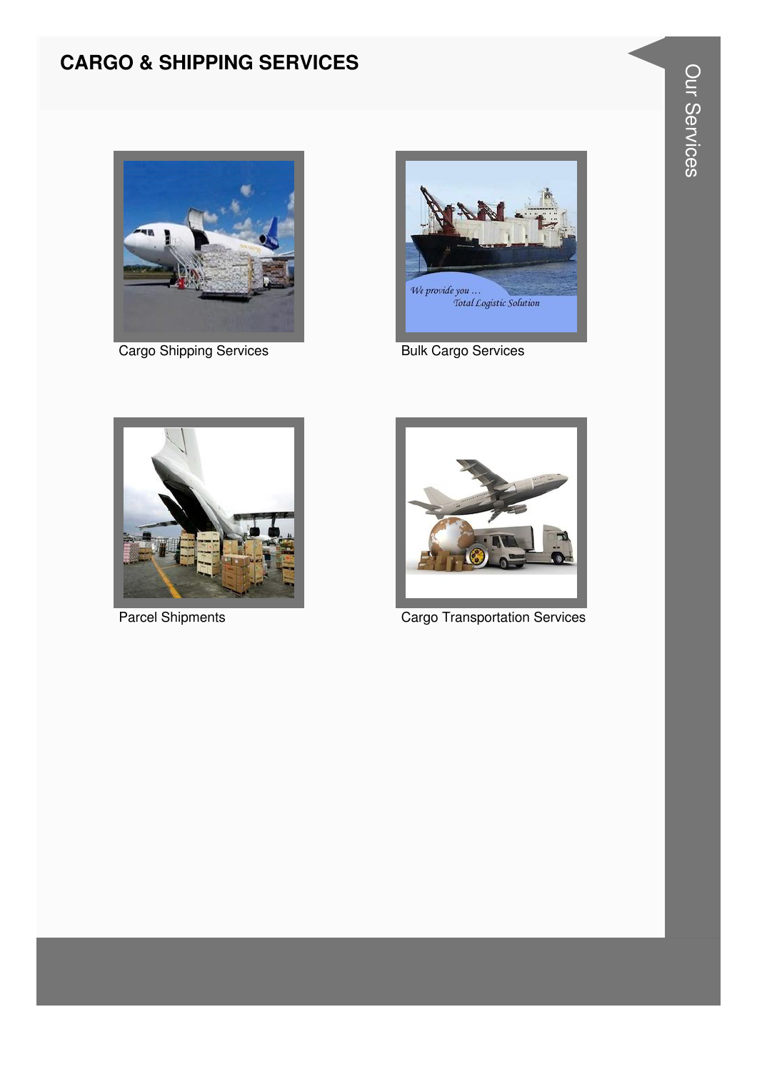## CARGO & SHIPPING SERVICES

Cargo Shipping Services

Bulk Cargo Services

Parcel Shipments

Cargo Transportation Services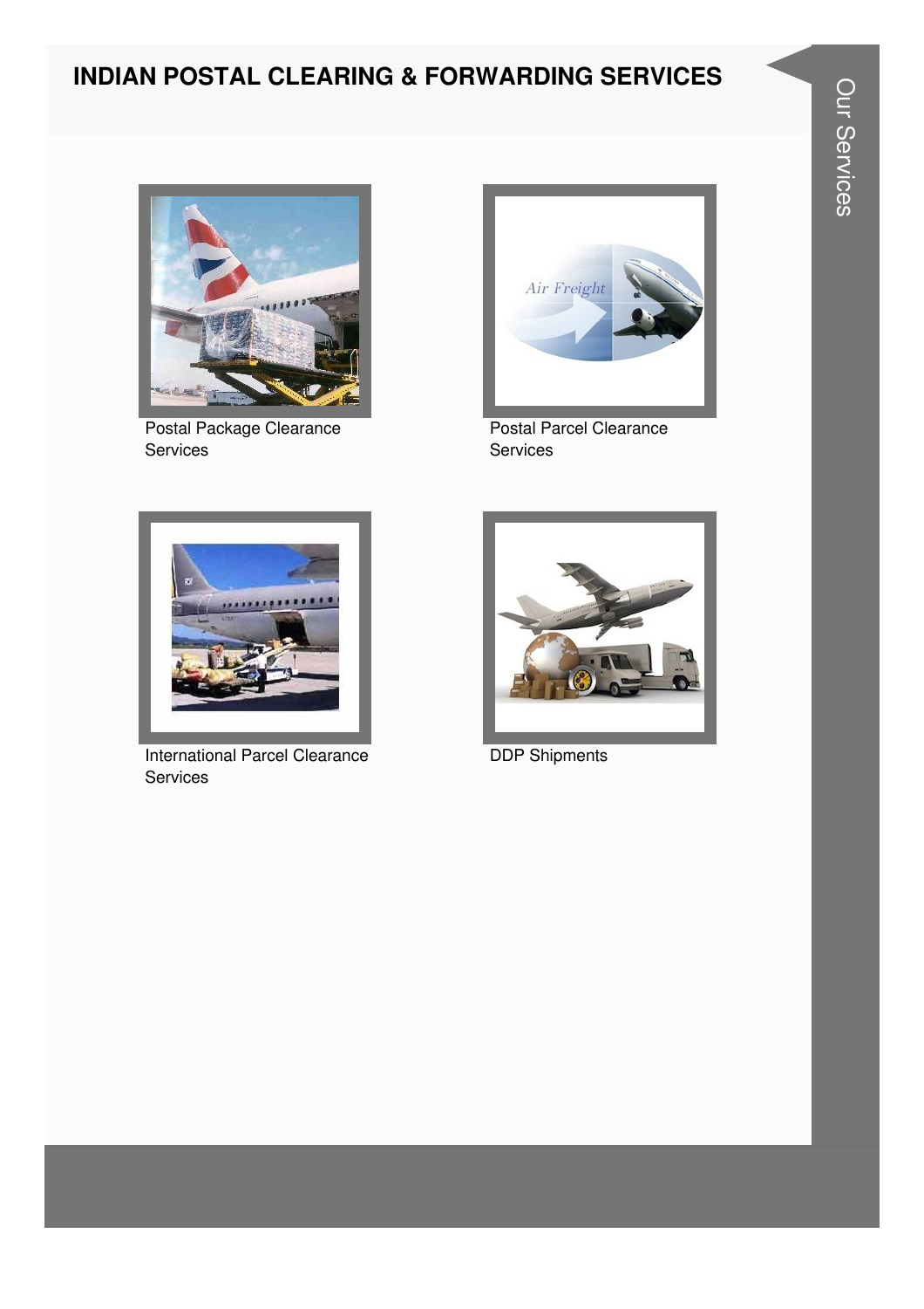# INDIAN POSTAL CLEARING & FORWARDING SERVICES

Postal Package Clearance Services

Postal Parcel Clearance Services

International Parcel Clearance Services

DDP Shipments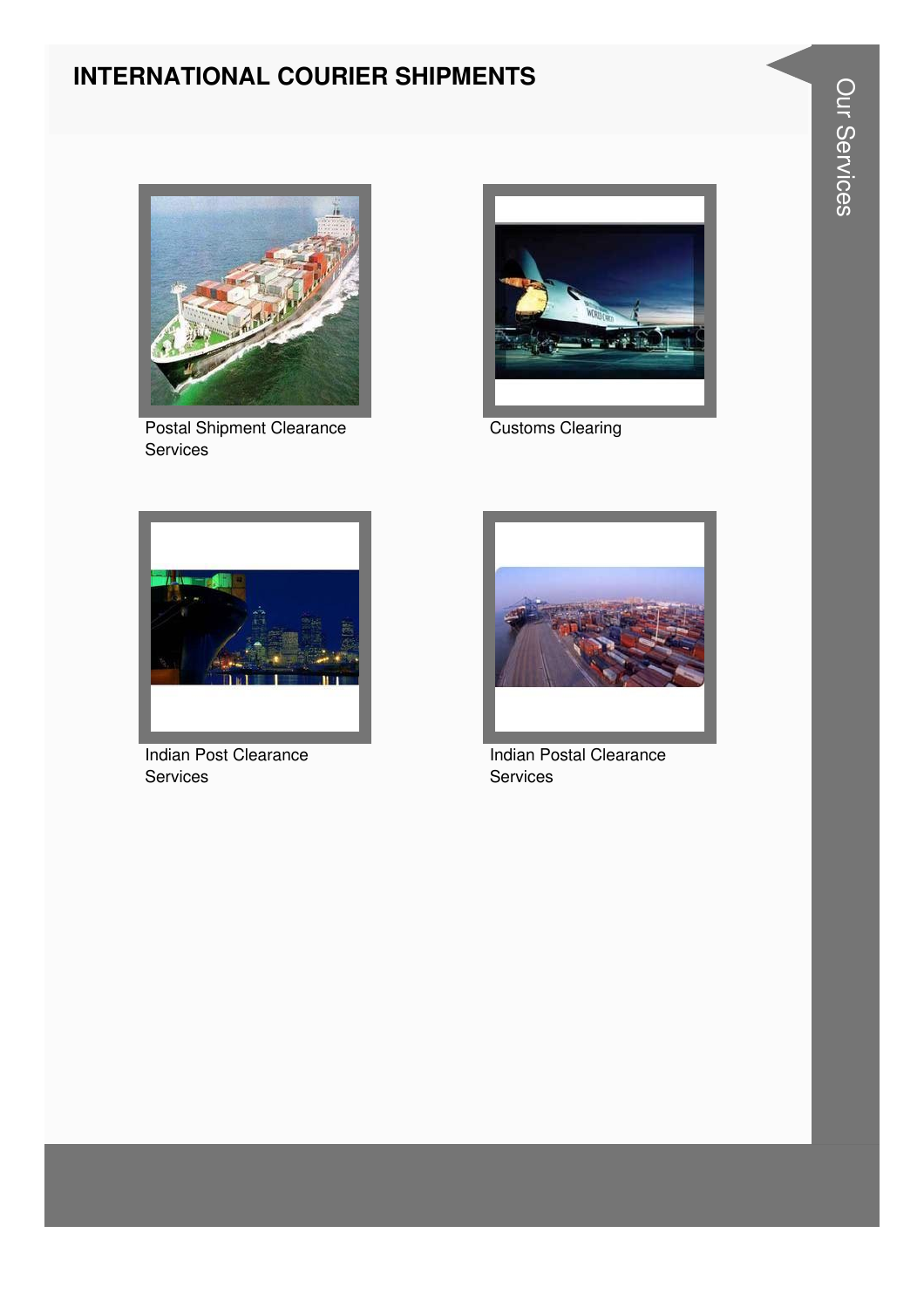# INTERNATIONAL COURIER SHIPMENTS

Postal Shipment Clearance Services

Customs Clearing

Indian Post Clearance Services

Indian Postal Clearance Services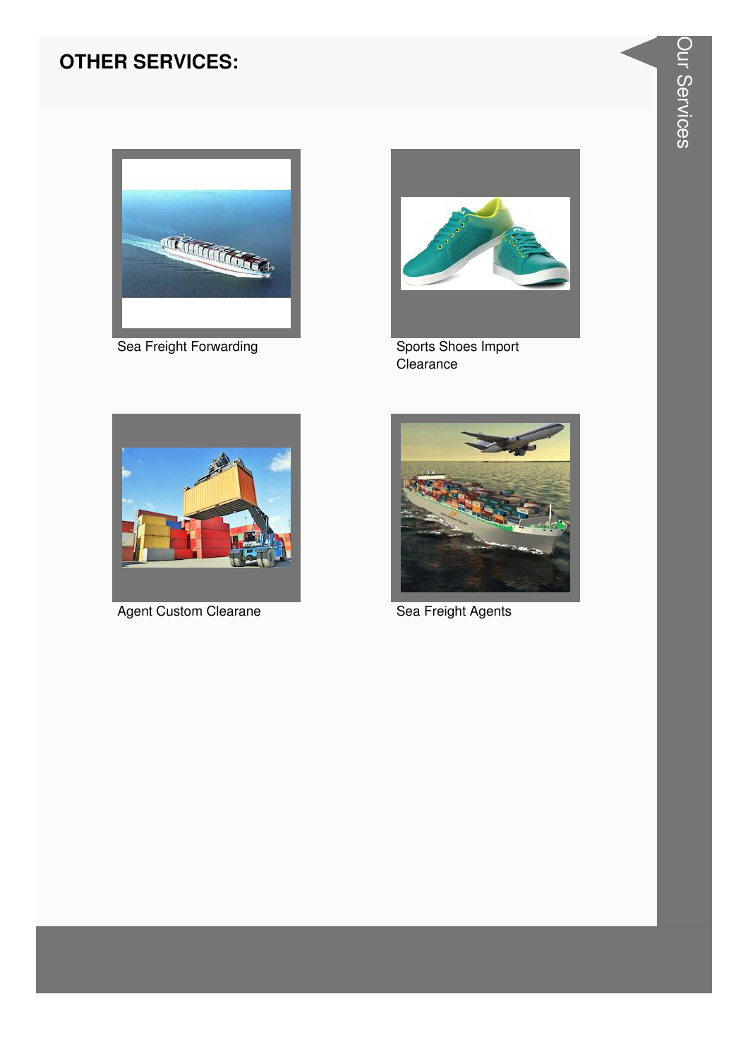## OTHER SERVICES:

Sea Freight Forwarding

Sports Shoes Import Clearance

Agent Custom Clearane

Sea Freight Agents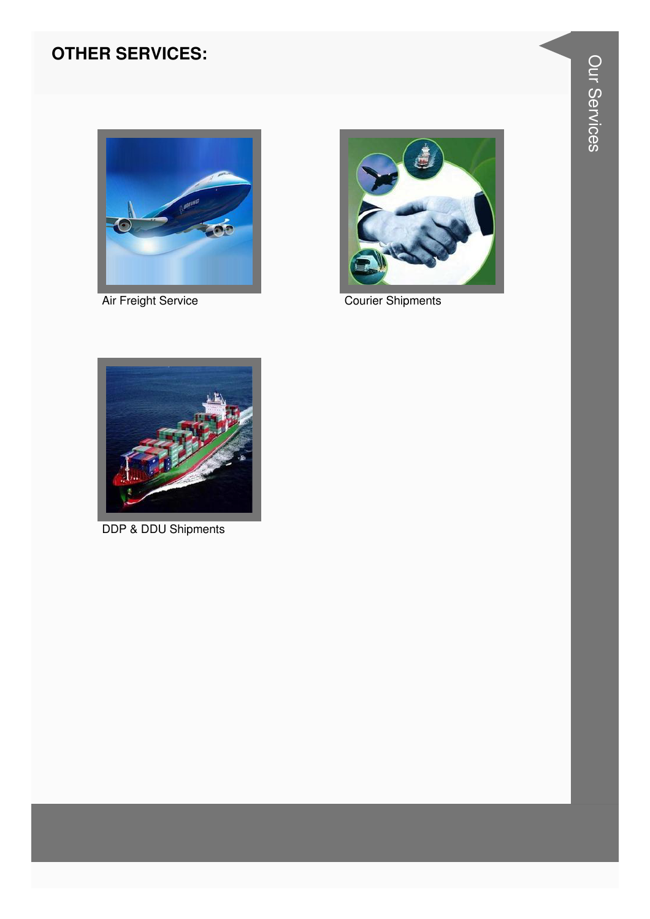## OTHER SERVICES:

Air Freight Service

Courier Shipments

DDP & DDU Shipments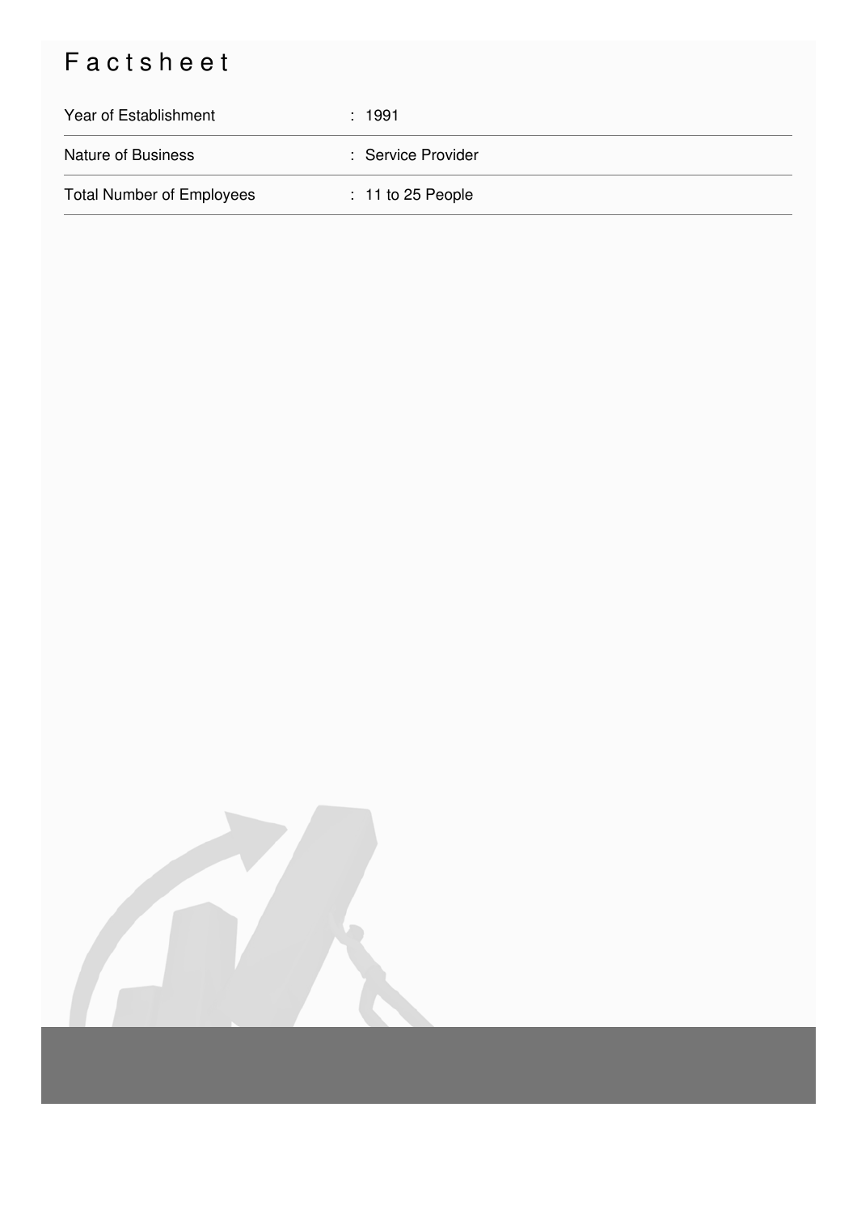# Factsheet

| | |
|---|---|
| Year of Establishment | : 1991 |
| Nature of Business | : Service Provider |
| Total Number of Employees | : 11 to 25 People |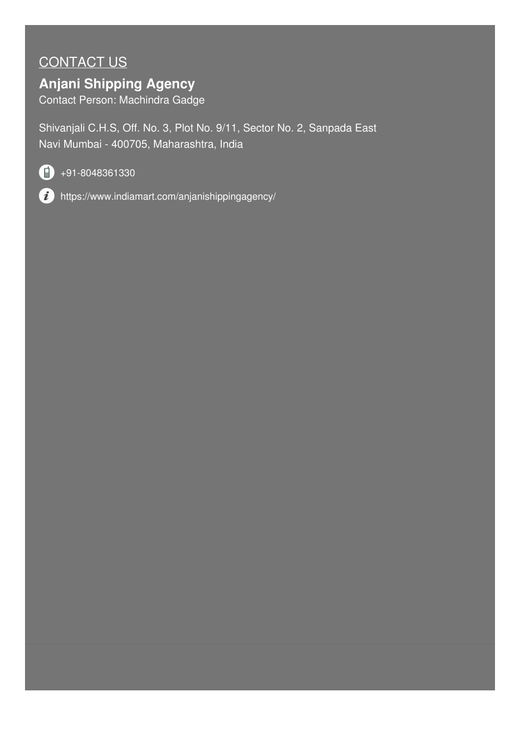## CONTACT US

### Anjani Shipping Agency

Contact Person: Machindra Gadge

Shivanjali C.H.S, Off. No. 3, Plot No. 9/11, Sector No. 2, Sanpada East
Navi Mumbai - 400705, Maharashtra, India

+91-8048361330

https://www.indiamart.com/anjanishippingagency/